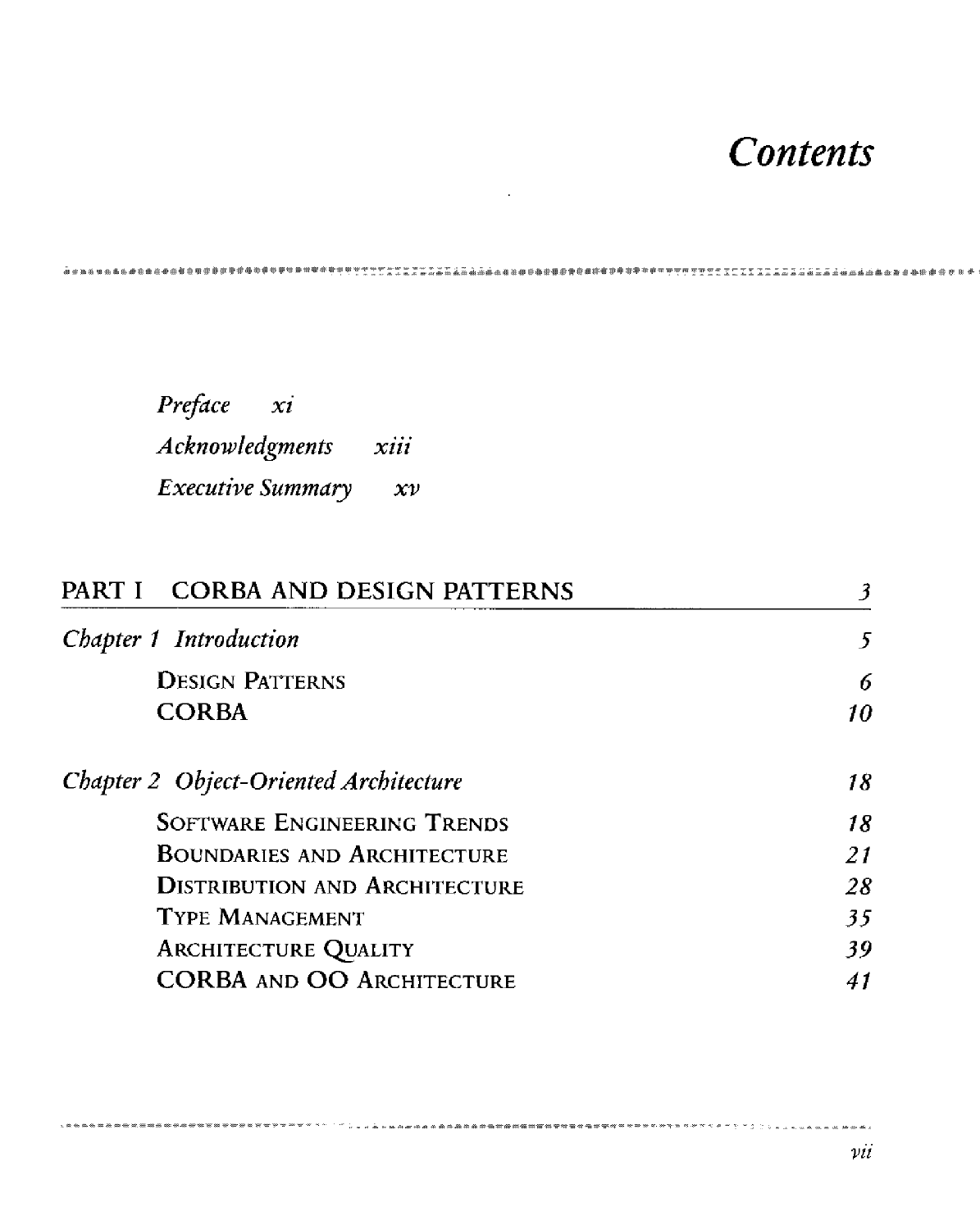# *Contents*

*Preface* *xi*

*Acknowledgments* *xiii*

*Executive Summary* *xv*

## PART I CORBA AND DESIGN PATTERNS *3*

### *Chapter 1 Introduction* *5*

- DESIGN PATTERNS *6*
- CORBA *10*

### *Chapter 2 Object-Oriented Architecture* *18*

- SOFTWARE ENGINEERING TRENDS *18*
- BOUNDARIES AND ARCHITECTURE *21*
- DISTRIBUTION AND ARCHITECTURE *28*
- TYPE MANAGEMENT *35*
- ARCHITECTURE QUALITY *39*
- CORBA AND OO ARCHITECTURE *41*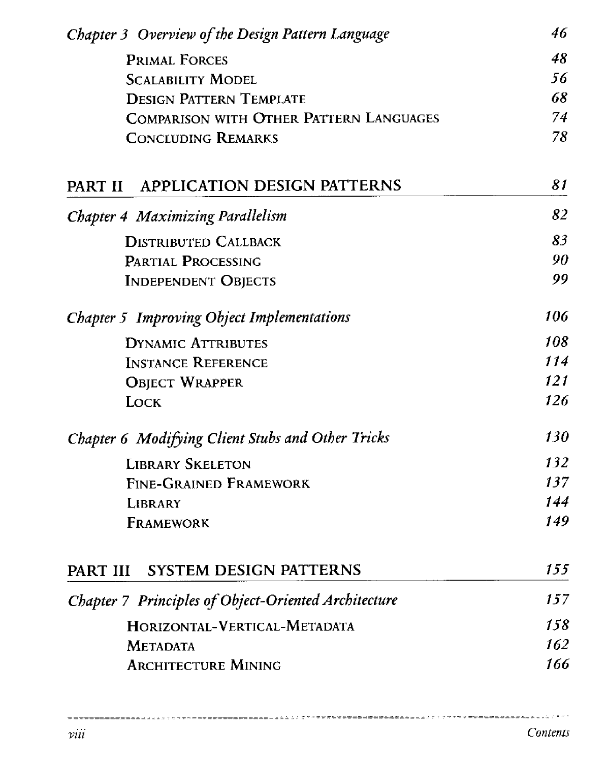*Chapter 3 Overview of the Design Pattern Language* 46

- Primal Forces 48
- Scalability Model 56
- Design Pattern Template 68
- Comparison with Other Pattern Languages 74
- Concluding Remarks 78

## PART II APPLICATION DESIGN PATTERNS 81

*Chapter 4 Maximizing Parallelism* 82

- Distributed Callback 83
- Partial Processing 90
- Independent Objects 99

*Chapter 5 Improving Object Implementations* 106

- Dynamic Attributes 108
- Instance Reference 114
- Object Wrapper 121
- Lock 126

*Chapter 6 Modifying Client Stubs and Other Tricks* 130

- Library Skeleton 132
- Fine-Grained Framework 137
- Library 144
- Framework 149

## PART III SYSTEM DESIGN PATTERNS 155

*Chapter 7 Principles of Object-Oriented Architecture* 157

- Horizontal-Vertical-Metadata 158
- Metadata 162
- Architecture Mining 166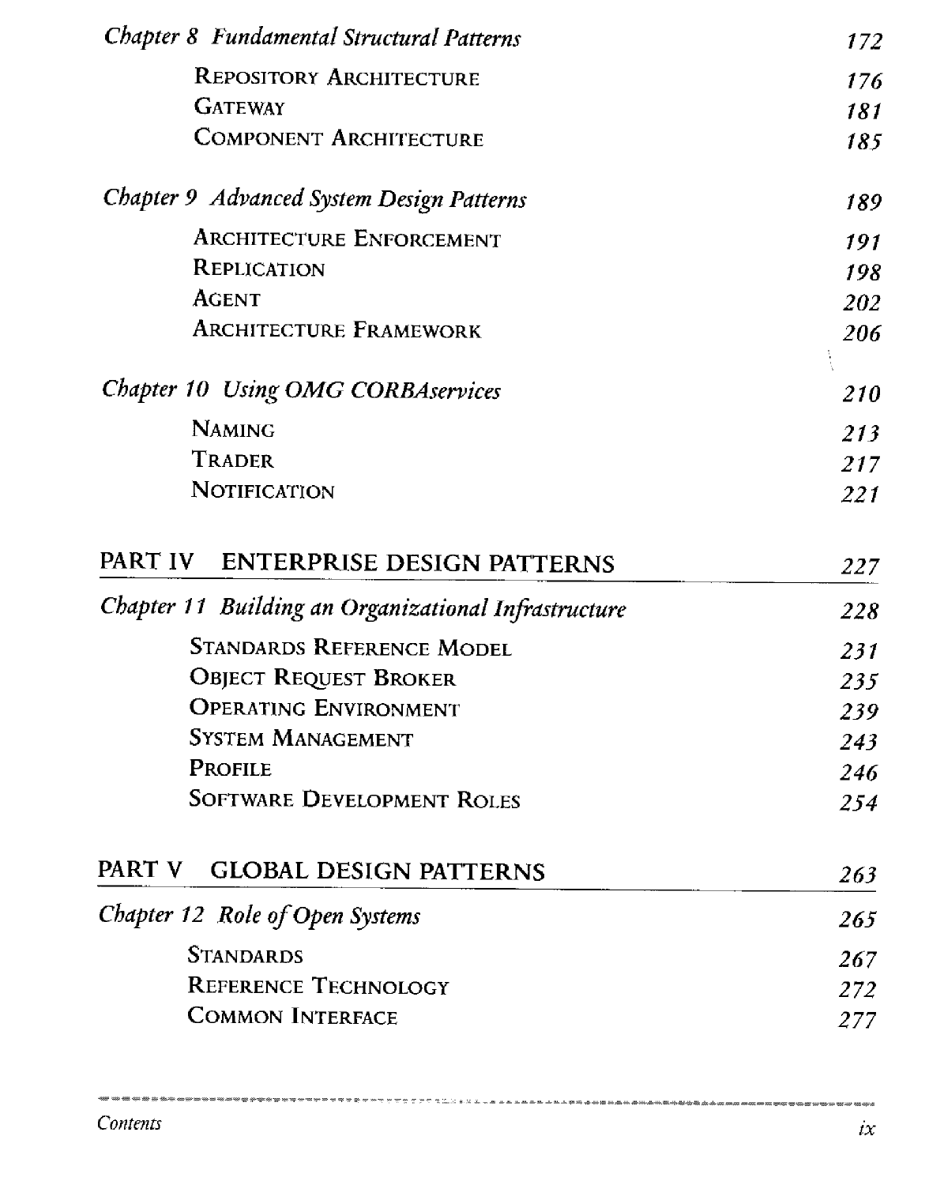*Chapter 8 Fundamental Structural Patterns* 172

- REPOSITORY ARCHITECTURE 176
- GATEWAY 181
- COMPONENT ARCHITECTURE 185

*Chapter 9 Advanced System Design Patterns* 189

- ARCHITECTURE ENFORCEMENT 191
- REPLICATION 198
- AGENT 202
- ARCHITECTURE FRAMEWORK 206

*Chapter 10 Using OMG CORBAservices* 210

- NAMING 213
- TRADER 217
- NOTIFICATION 221

## PART IV ENTERPRISE DESIGN PATTERNS 227

*Chapter 11 Building an Organizational Infrastructure* 228

- STANDARDS REFERENCE MODEL 231
- OBJECT REQUEST BROKER 235
- OPERATING ENVIRONMENT 239
- SYSTEM MANAGEMENT 243
- PROFILE 246
- SOFTWARE DEVELOPMENT ROLES 254

## PART V GLOBAL DESIGN PATTERNS 263

*Chapter 12 Role of Open Systems* 265

- STANDARDS 267
- REFERENCE TECHNOLOGY 272
- COMMON INTERFACE 277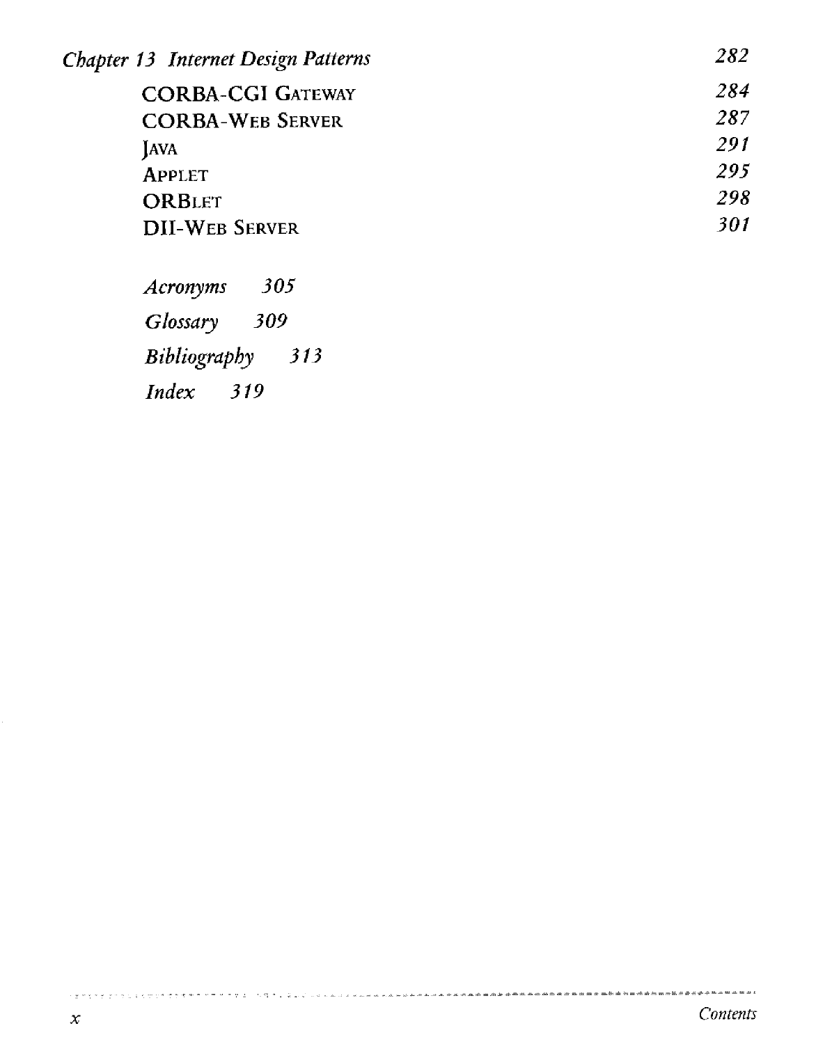*Chapter 13 Internet Design Patterns* 282

CORBA-CGI GATEWAY 284

CORBA-WEB SERVER 287

JAVA 291

APPLET 295

ORBLET 298

DII-WEB SERVER 301

*Acronyms* 305

*Glossary* 309

*Bibliography* 313

*Index* 319